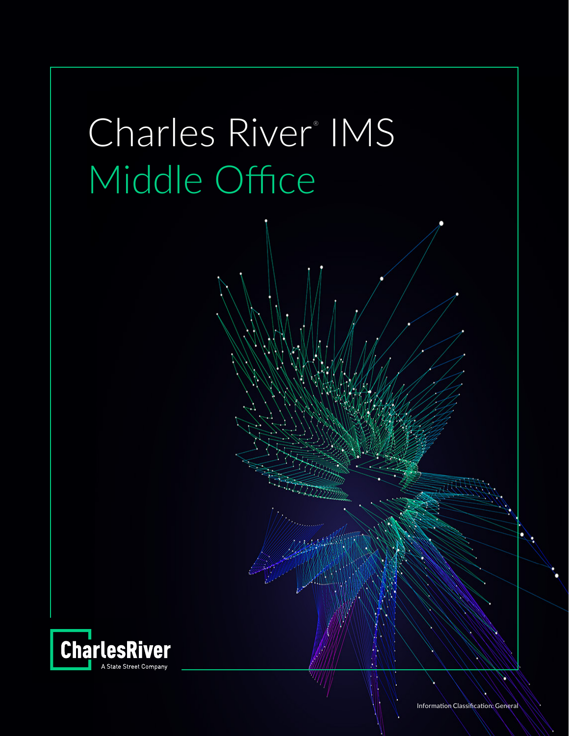# Charles River® IMS

## Middle Office

CharlesRiver
A State Street Company

Information Classification: General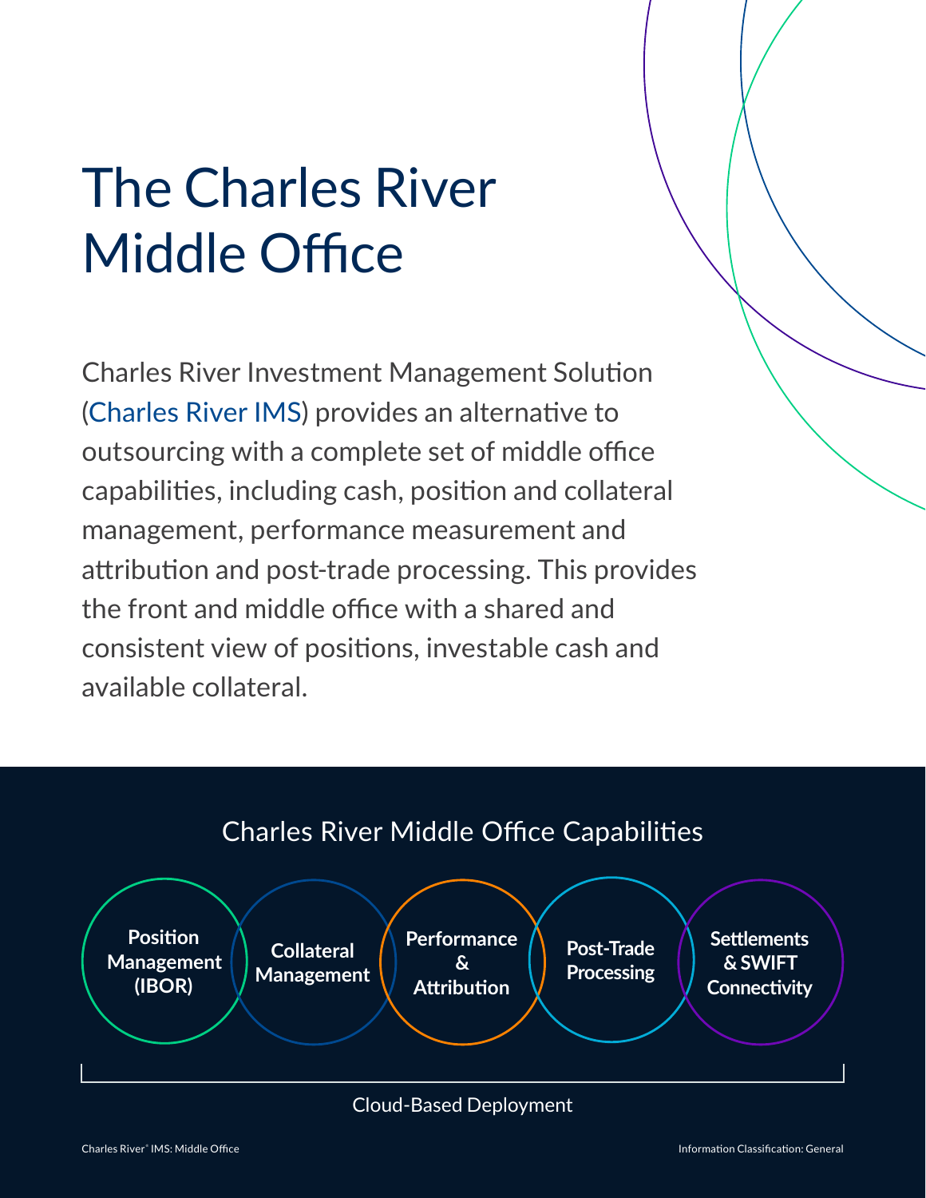# The Charles River Middle Office

Charles River Investment Management Solution (Charles River IMS) provides an alternative to outsourcing with a complete set of middle office capabilities, including cash, position and collateral management, performance measurement and attribution and post-trade processing. This provides the front and middle office with a shared and consistent view of positions, investable cash and available collateral.

## Charles River Middle Office Capabilities

- **Position Management (IBOR)**
- **Collateral Management**
- **Performance & Attribution**
- **Post-Trade Processing**
- **Settlements & SWIFT Connectivity**

Cloud-Based Deployment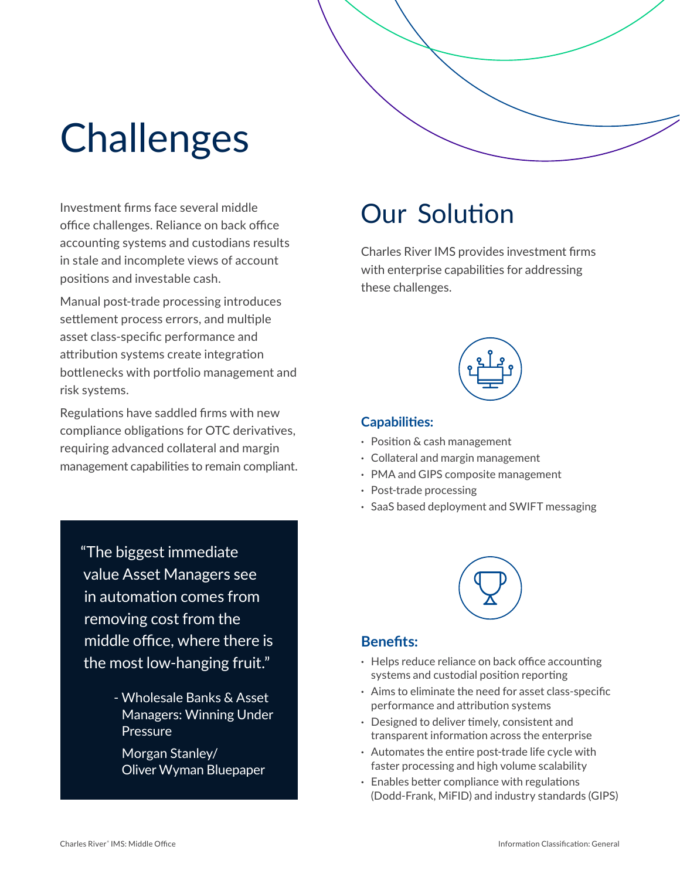# Challenges

Investment firms face several middle office challenges. Reliance on back office accounting systems and custodians results in stale and incomplete views of account positions and investable cash.

Manual post-trade processing introduces settlement process errors, and multiple asset class-specific performance and attribution systems create integration bottlenecks with portfolio management and risk systems.

Regulations have saddled firms with new compliance obligations for OTC derivatives, requiring advanced collateral and margin management capabilities to remain compliant.

> "The biggest immediate value Asset Managers see in automation comes from removing cost from the middle office, where there is the most low-hanging fruit."
>
> \- Wholesale Banks & Asset Managers: Winning Under Pressure
>
> Morgan Stanley/ Oliver Wyman Bluepaper

## Our Solution

Charles River IMS provides investment firms with enterprise capabilities for addressing these challenges.

### Capabilities:

- Position & cash management
- Collateral and margin management
- PMA and GIPS composite management
- Post-trade processing
- SaaS based deployment and SWIFT messaging

### Benefits:

- Helps reduce reliance on back office accounting systems and custodial position reporting
- Aims to eliminate the need for asset class-specific performance and attribution systems
- Designed to deliver timely, consistent and transparent information across the enterprise
- Automates the entire post-trade life cycle with faster processing and high volume scalability
- Enables better compliance with regulations (Dodd-Frank, MiFID) and industry standards (GIPS)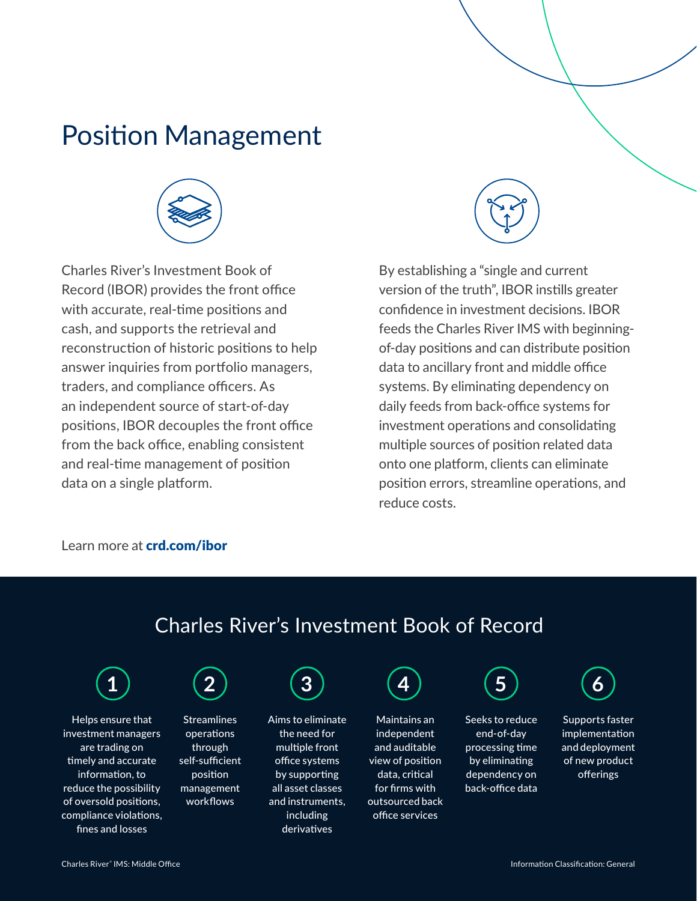# Position Management

Charles River's Investment Book of Record (IBOR) provides the front office with accurate, real-time positions and cash, and supports the retrieval and reconstruction of historic positions to help answer inquiries from portfolio managers, traders, and compliance officers. As an independent source of start-of-day positions, IBOR decouples the front office from the back office, enabling consistent and real-time management of position data on a single platform.

By establishing a "single and current version of the truth", IBOR instills greater confidence in investment decisions. IBOR feeds the Charles River IMS with beginning-of-day positions and can distribute position data to ancillary front and middle office systems. By eliminating dependency on daily feeds from back-office systems for investment operations and consolidating multiple sources of position related data onto one platform, clients can eliminate position errors, streamline operations, and reduce costs.

Learn more at **crd.com/ibor**

## Charles River's Investment Book of Record

1. Helps ensure that investment managers are trading on timely and accurate information, to reduce the possibility of oversold positions, compliance violations, fines and losses
2. Streamlines operations through self-sufficient position management workflows
3. Aims to eliminate the need for multiple front office systems by supporting all asset classes and instruments, including derivatives
4. Maintains an independent and auditable view of position data, critical for firms with outsourced back office services
5. Seeks to reduce end-of-day processing time by eliminating dependency on back-office data
6. Supports faster implementation and deployment of new product offerings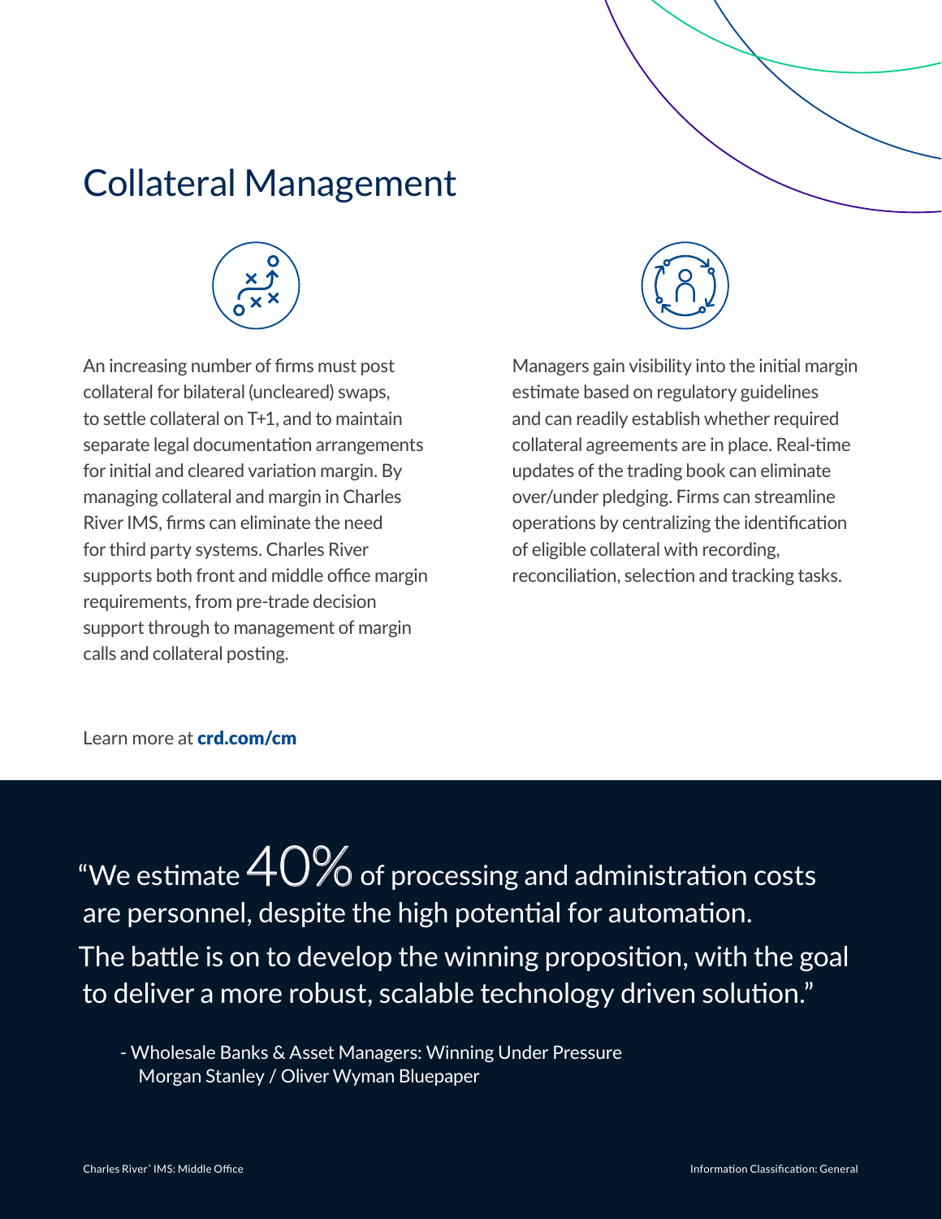# Collateral Management

An increasing number of firms must post collateral for bilateral (uncleared) swaps, to settle collateral on T+1, and to maintain separate legal documentation arrangements for initial and cleared variation margin. By managing collateral and margin in Charles River IMS, firms can eliminate the need for third party systems. Charles River supports both front and middle office margin requirements, from pre-trade decision support through to management of margin calls and collateral posting.

Managers gain visibility into the initial margin estimate based on regulatory guidelines and can readily establish whether required collateral agreements are in place. Real-time updates of the trading book can eliminate over/under pledging. Firms can streamline operations by centralizing the identification of eligible collateral with recording, reconciliation, selection and tracking tasks.

Learn more at **crd.com/cm**

"We estimate 40% of processing and administration costs are personnel, despite the high potential for automation. The battle is on to develop the winning proposition, with the goal to deliver a more robust, scalable technology driven solution."

- Wholesale Banks & Asset Managers: Winning Under Pressure
  Morgan Stanley / Oliver Wyman Bluepaper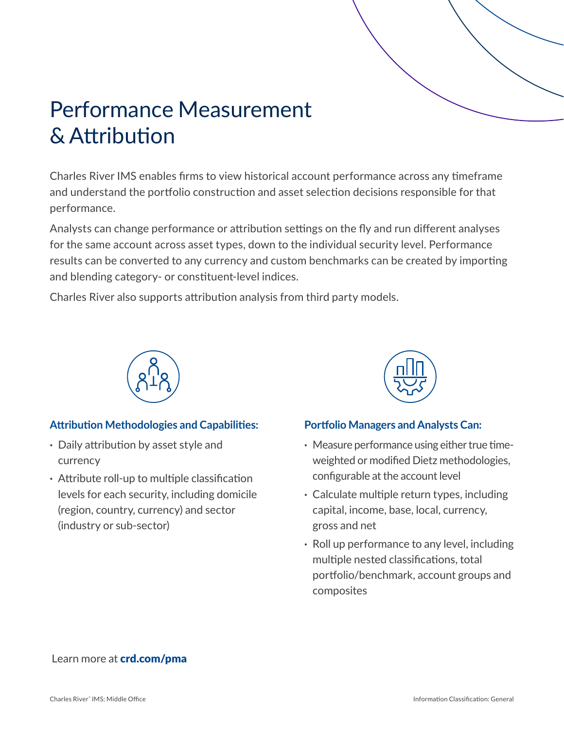# Performance Measurement & Attribution

Charles River IMS enables firms to view historical account performance across any timeframe and understand the portfolio construction and asset selection decisions responsible for that performance.

Analysts can change performance or attribution settings on the fly and run different analyses for the same account across asset types, down to the individual security level. Performance results can be converted to any currency and custom benchmarks can be created by importing and blending category- or constituent-level indices.

Charles River also supports attribution analysis from third party models.

### Attribution Methodologies and Capabilities:

- Daily attribution by asset style and currency
- Attribute roll-up to multiple classification levels for each security, including domicile (region, country, currency) and sector (industry or sub-sector)

### Portfolio Managers and Analysts Can:

- Measure performance using either true time-weighted or modified Dietz methodologies, configurable at the account level
- Calculate multiple return types, including capital, income, base, local, currency, gross and net
- Roll up performance to any level, including multiple nested classifications, total portfolio/benchmark, account groups and composites

Learn more at **crd.com/pma**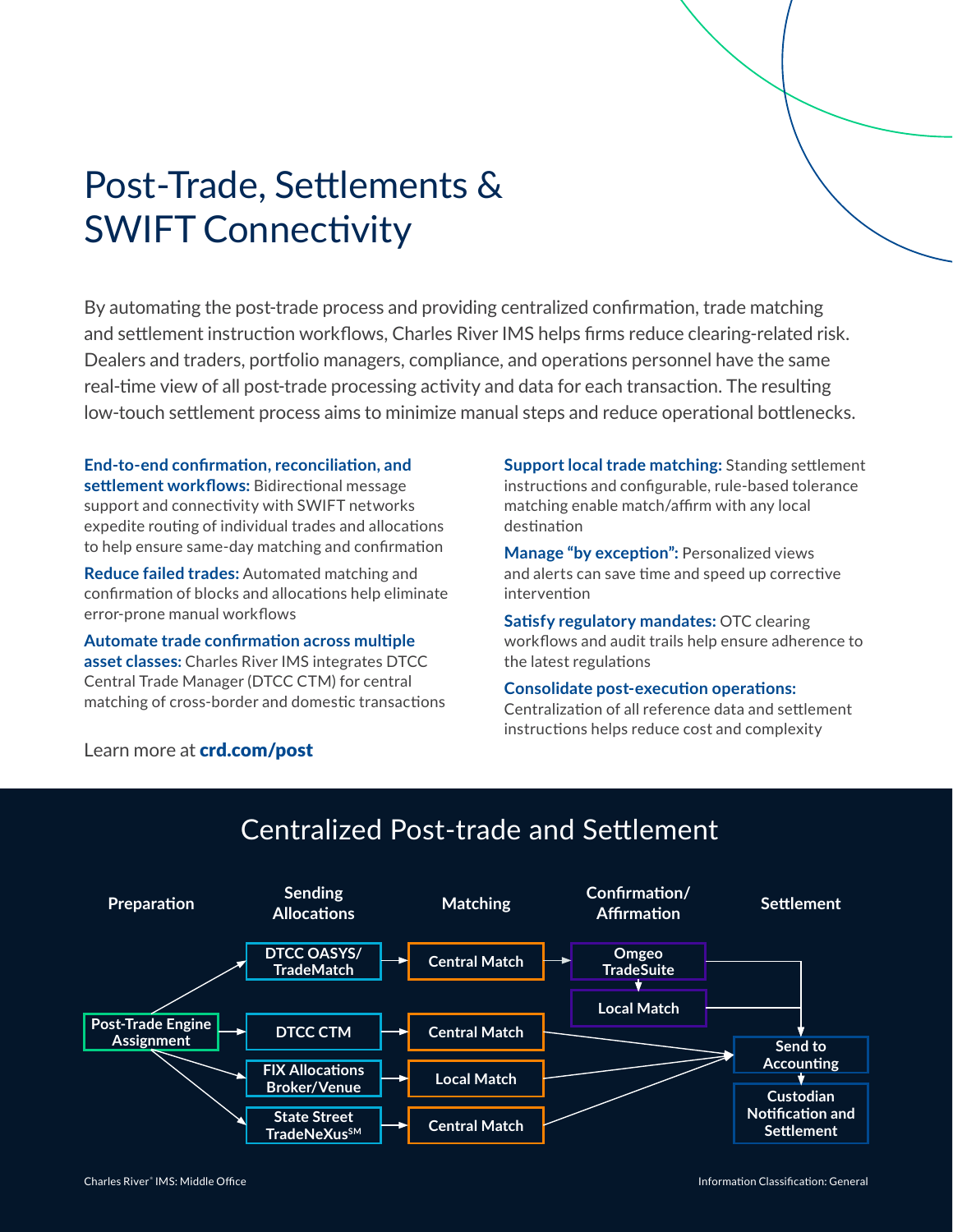# Post-Trade, Settlements & SWIFT Connectivity

By automating the post-trade process and providing centralized confirmation, trade matching and settlement instruction workflows, Charles River IMS helps firms reduce clearing-related risk. Dealers and traders, portfolio managers, compliance, and operations personnel have the same real-time view of all post-trade processing activity and data for each transaction. The resulting low-touch settlement process aims to minimize manual steps and reduce operational bottlenecks.

**End-to-end confirmation, reconciliation, and settlement workflows:** Bidirectional message support and connectivity with SWIFT networks expedite routing of individual trades and allocations to help ensure same-day matching and confirmation

**Reduce failed trades:** Automated matching and confirmation of blocks and allocations help eliminate error-prone manual workflows

**Automate trade confirmation across multiple asset classes:** Charles River IMS integrates DTCC Central Trade Manager (DTCC CTM) for central matching of cross-border and domestic transactions

**Support local trade matching:** Standing settlement instructions and configurable, rule-based tolerance matching enable match/affirm with any local destination

**Manage "by exception":** Personalized views and alerts can save time and speed up corrective intervention

**Satisfy regulatory mandates:** OTC clearing workflows and audit trails help ensure adherence to the latest regulations

**Consolidate post-execution operations:** Centralization of all reference data and settlement instructions helps reduce cost and complexity

Learn more at **crd.com/post**

## Centralized Post-trade and Settlement

| Preparation | Sending Allocations | Matching | Confirmation/ Affirmation | Settlement |
|---|---|---|---|---|
| Post-Trade Engine Assignment | DTCC OASYS/ TradeMatch | Central Match | Omgeo TradeSuite → Local Match | Send to Accounting → Custodian Notification and Settlement |
| | DTCC CTM | Central Match | | Send to Accounting |
| | FIX Allocations Broker/Venue | Local Match | | Send to Accounting |
| | State Street TradeNeXus℠ | Central Match | | Send to Accounting |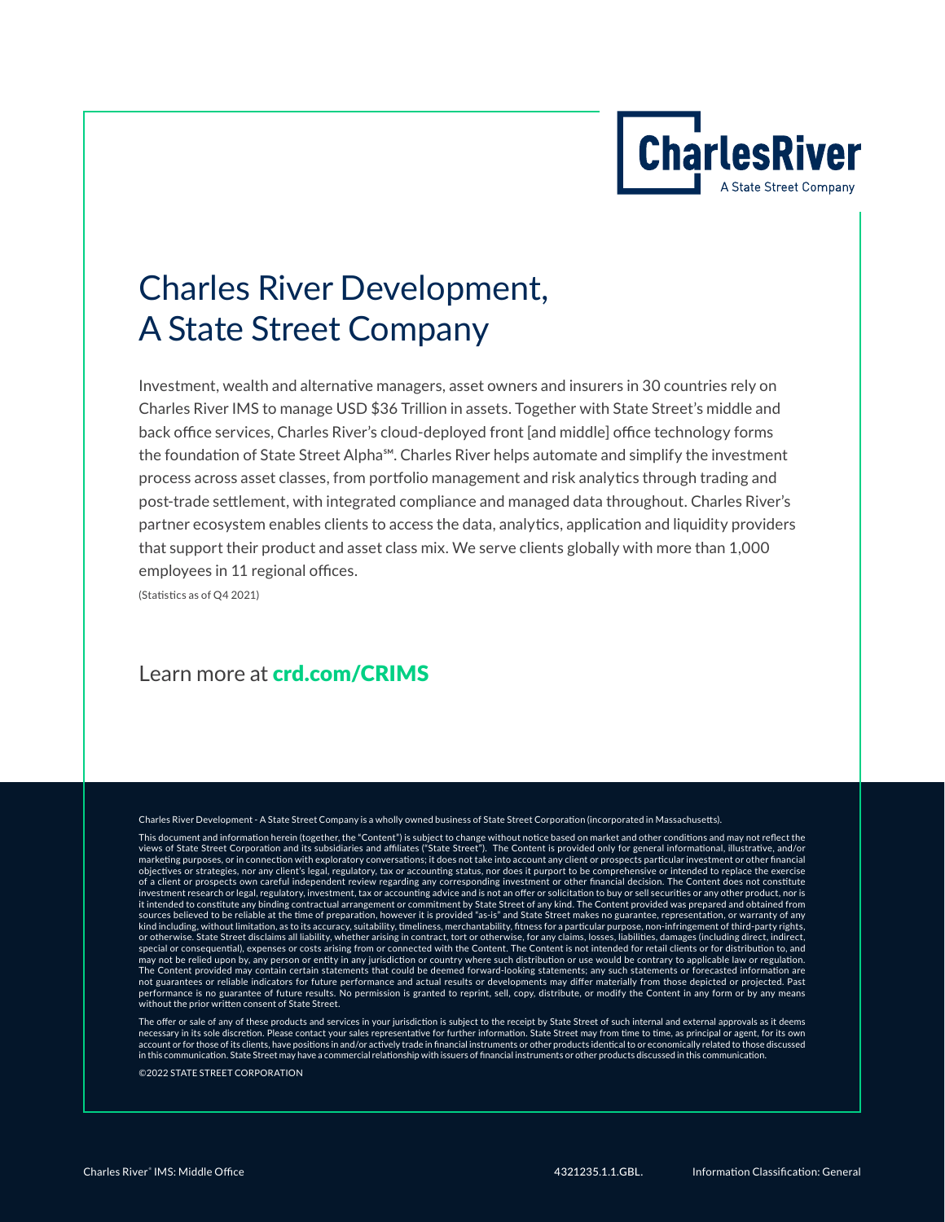# Charles River Development, A State Street Company

Investment, wealth and alternative managers, asset owners and insurers in 30 countries rely on Charles River IMS to manage USD $36 Trillion in assets. Together with State Street's middle and back office services, Charles River's cloud-deployed front [and middle] office technology forms the foundation of State Street Alpha℠. Charles River helps automate and simplify the investment process across asset classes, from portfolio management and risk analytics through trading and post-trade settlement, with integrated compliance and managed data throughout. Charles River's partner ecosystem enables clients to access the data, analytics, application and liquidity providers that support their product and asset class mix. We serve clients globally with more than 1,000 employees in 11 regional offices.

(Statistics as of Q4 2021)

Learn more at **crd.com/CRIMS**

Charles River Development - A State Street Company is a wholly owned business of State Street Corporation (incorporated in Massachusetts).

This document and information herein (together, the "Content") is subject to change without notice based on market and other conditions and may not reflect the views of State Street Corporation and its subsidiaries and affiliates ("State Street"). The Content is provided only for general informational, illustrative, and/or marketing purposes, or in connection with exploratory conversations; it does not take into account any client or prospects particular investment or other financial objectives or strategies, nor any client's legal, regulatory, tax or accounting status, nor does it purport to be comprehensive or intended to replace the exercise of a client or prospects own careful independent review regarding any corresponding investment or other financial decision. The Content does not constitute investment research or legal, regulatory, investment, tax or accounting advice and is not an offer or solicitation to buy or sell securities or any other product, nor is it intended to constitute any binding contractual arrangement or commitment by State Street of any kind. The Content provided was prepared and obtained from sources believed to be reliable at the time of preparation, however it is provided "as-is" and State Street makes no guarantee, representation, or warranty of any kind including, without limitation, as to its accuracy, suitability, timeliness, merchantability, fitness for a particular purpose, non-infringement of third-party rights, or otherwise. State Street disclaims all liability, whether arising in contract, tort or otherwise, for any claims, losses, liabilities, damages (including direct, indirect, special or consequential), expenses or costs arising from or connected with the Content. The Content is not intended for retail clients or for distribution to, and may not be relied upon by, any person or entity in any jurisdiction or country where such distribution or use would be contrary to applicable law or regulation. The Content provided may contain certain statements that could be deemed forward-looking statements; any such statements or forecasted information are not guarantees or reliable indicators for future performance and actual results or developments may differ materially from those depicted or projected. Past performance is no guarantee of future results. No permission is granted to reprint, sell, copy, distribute, or modify the Content in any form or by any means without the prior written consent of State Street.

The offer or sale of any of these products and services in your jurisdiction is subject to the receipt by State Street of such internal and external approvals as it deems necessary in its sole discretion. Please contact your sales representative for further information. State Street may from time to time, as principal or agent, for its own account or for those of its clients, have positions in and/or actively trade in financial instruments or other products identical to or economically related to those discussed in this communication. State Street may have a commercial relationship with issuers of financial instruments or other products discussed in this communication.

©2022 STATE STREET CORPORATION

Charles River® IMS: Middle Office 4321235.1.1.GBL. Information Classification: General